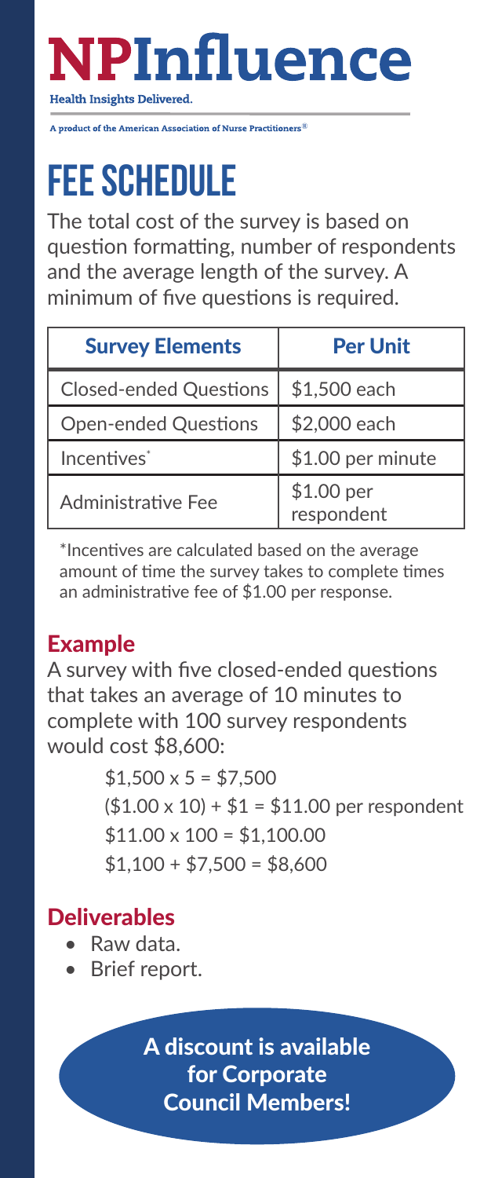# NPInfluence

**Health Insights Delivered.**

A product of the American Association of Nurse Practitioners®

# FEE SCHEDULE

The total cost of the survey is based on question formatting, number of respondents and the average length of the survey. A minimum of five questions is required.

| Survey Elements | Per Unit |
|---|---|
| Closed-ended Questions | $1,500 each |
| Open-ended Questions | $2,000 each |
| Incentives* | $1.00 per minute |
| Administrative Fee | $1.00 per respondent |

*Incentives are calculated based on the average amount of time the survey takes to complete times an administrative fee of $1.00 per response.

## Example

A survey with five closed-ended questions that takes an average of 10 minutes to complete with 100 survey respondents would cost $8,600:

$1,500 x 5 = $7,500
($1.00 x 10) + $1 = $11.00 per respondent
$11.00 x 100 = $1,100.00
$1,100 + $7,500 = $8,600

## Deliverables

- Raw data.
- Brief report.

**A discount is available for Corporate Council Members!**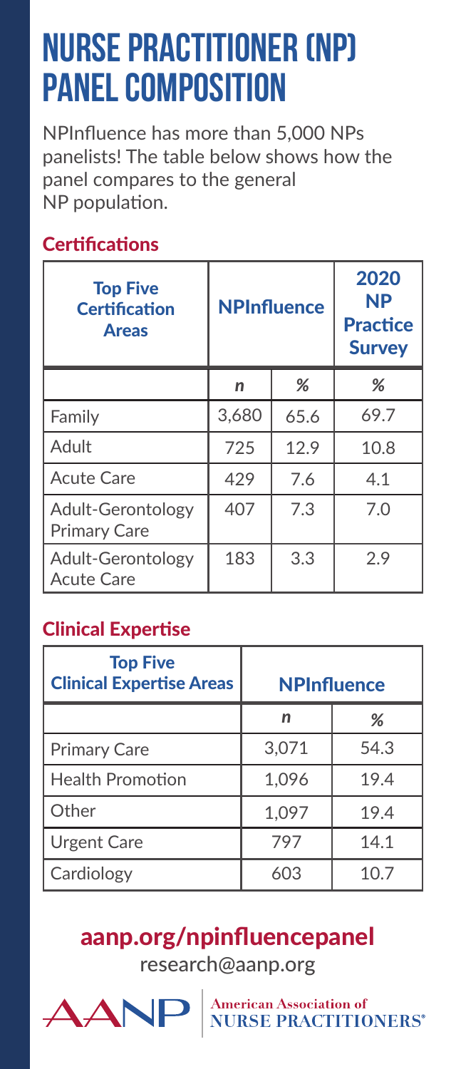# NURSE PRACTITIONER (NP) PANEL COMPOSITION

NPInfluence has more than 5,000 NPs panelists! The table below shows how the panel compares to the general NP population.

### Certifications

| Top Five Certification Areas | NPInfluence | | 2020 NP Practice Survey |
|---|---|---|---|
| | *n* | % | % |
| Family | 3,680 | 65.6 | 69.7 |
| Adult | 725 | 12.9 | 10.8 |
| Acute Care | 429 | 7.6 | 4.1 |
| Adult-Gerontology Primary Care | 407 | 7.3 | 7.0 |
| Adult-Gerontology Acute Care | 183 | 3.3 | 2.9 |

### Clinical Expertise

| Top Five Clinical Expertise Areas | NPInfluence | |
|---|---|---|
| | *n* | % |
| Primary Care | 3,071 | 54.3 |
| Health Promotion | 1,096 | 19.4 |
| Other | 1,097 | 19.4 |
| Urgent Care | 797 | 14.1 |
| Cardiology | 603 | 10.7 |

## aanp.org/npinfluencepanel

research@aanp.org

AANP | American Association of NURSE PRACTITIONERS®